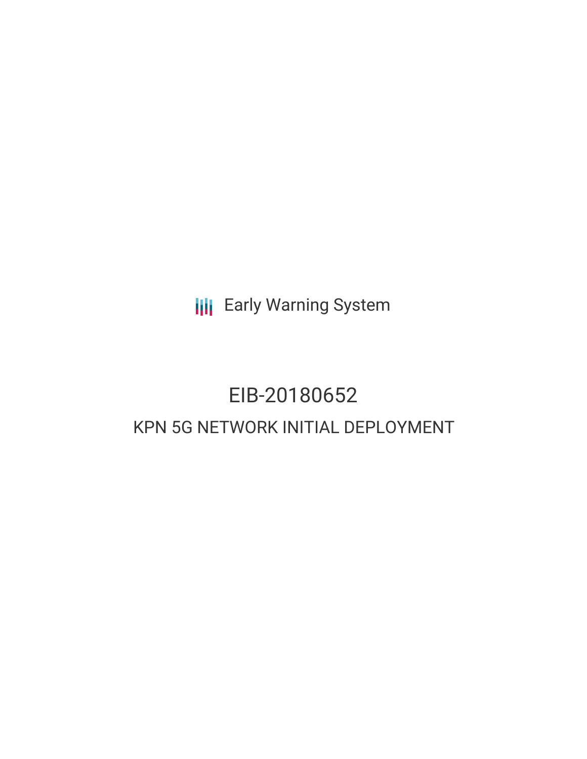Early Warning System

# EIB-20180652

## KPN 5G NETWORK INITIAL DEPLOYMENT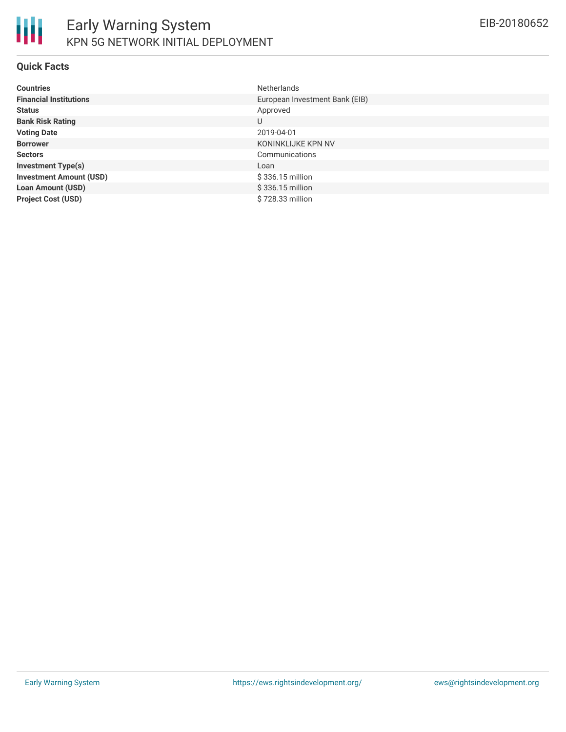## Quick Facts

| | |
|---|---|
| **Countries** | Netherlands |
| **Financial Institutions** | European Investment Bank (EIB) |
| **Status** | Approved |
| **Bank Risk Rating** | U |
| **Voting Date** | 2019-04-01 |
| **Borrower** | KONINKLIJKE KPN NV |
| **Sectors** | Communications |
| **Investment Type(s)** | Loan |
| **Investment Amount (USD)** | $ 336.15 million |
| **Loan Amount (USD)** | $ 336.15 million |
| **Project Cost (USD)** | $ 728.33 million |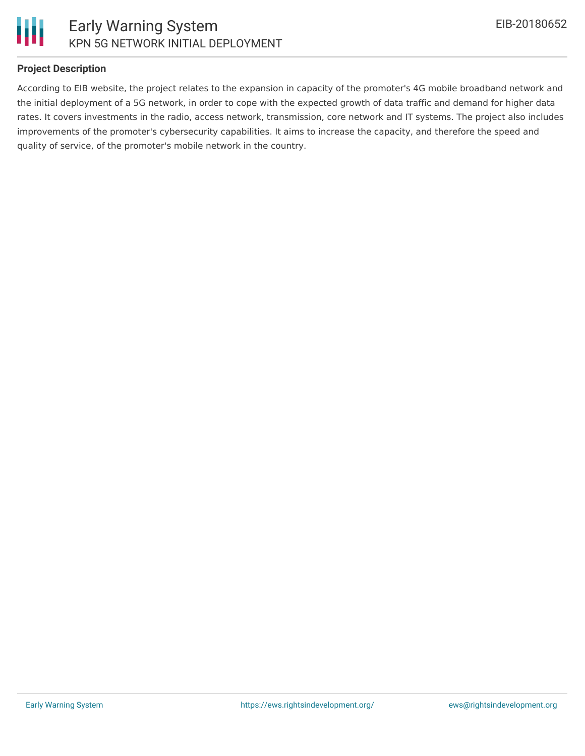## Project Description

According to EIB website, the project relates to the expansion in capacity of the promoter's 4G mobile broadband network and the initial deployment of a 5G network, in order to cope with the expected growth of data traffic and demand for higher data rates. It covers investments in the radio, access network, transmission, core network and IT systems. The project also includes improvements of the promoter's cybersecurity capabilities. It aims to increase the capacity, and therefore the speed and quality of service, of the promoter's mobile network in the country.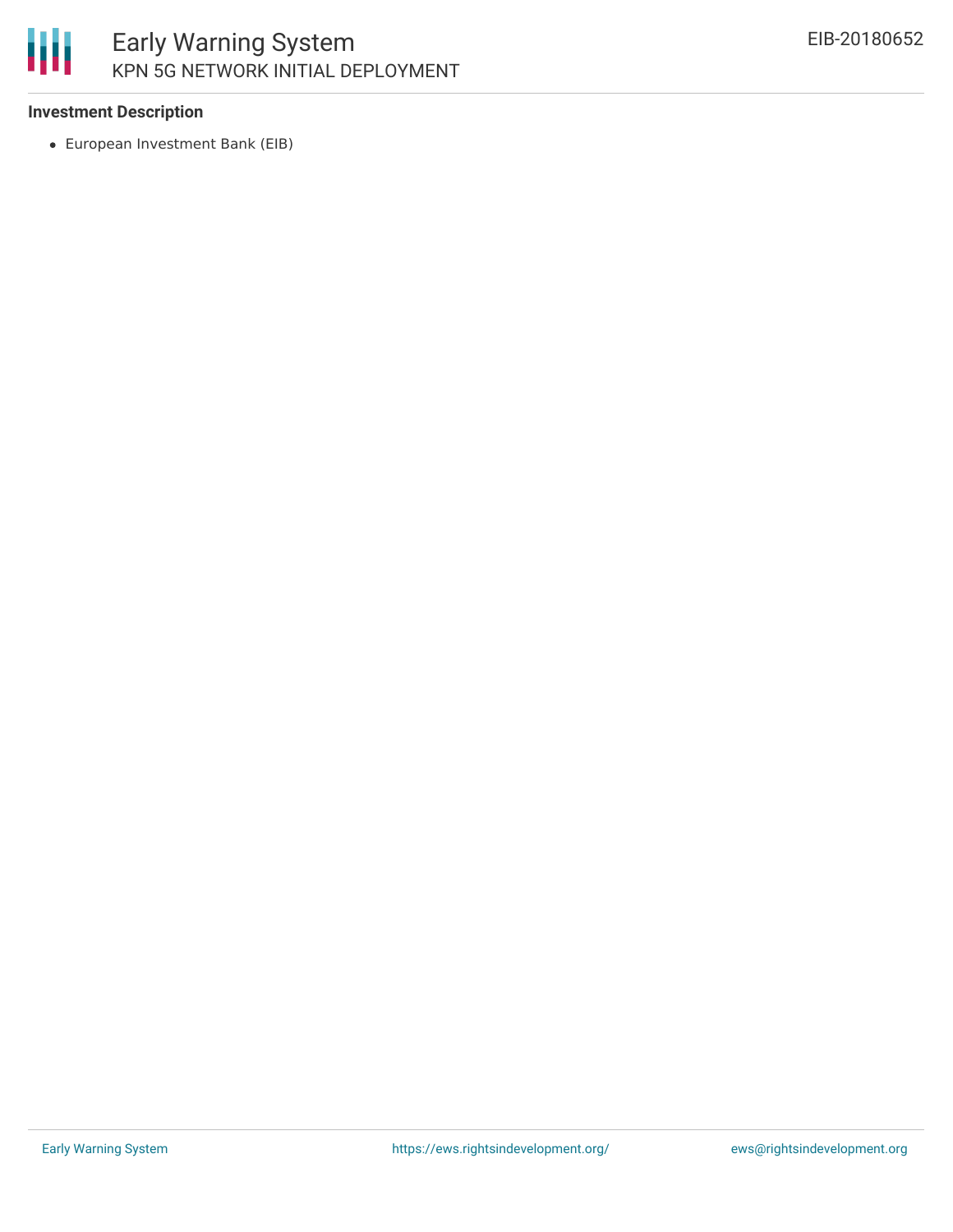**Investment Description**

- European Investment Bank (EIB)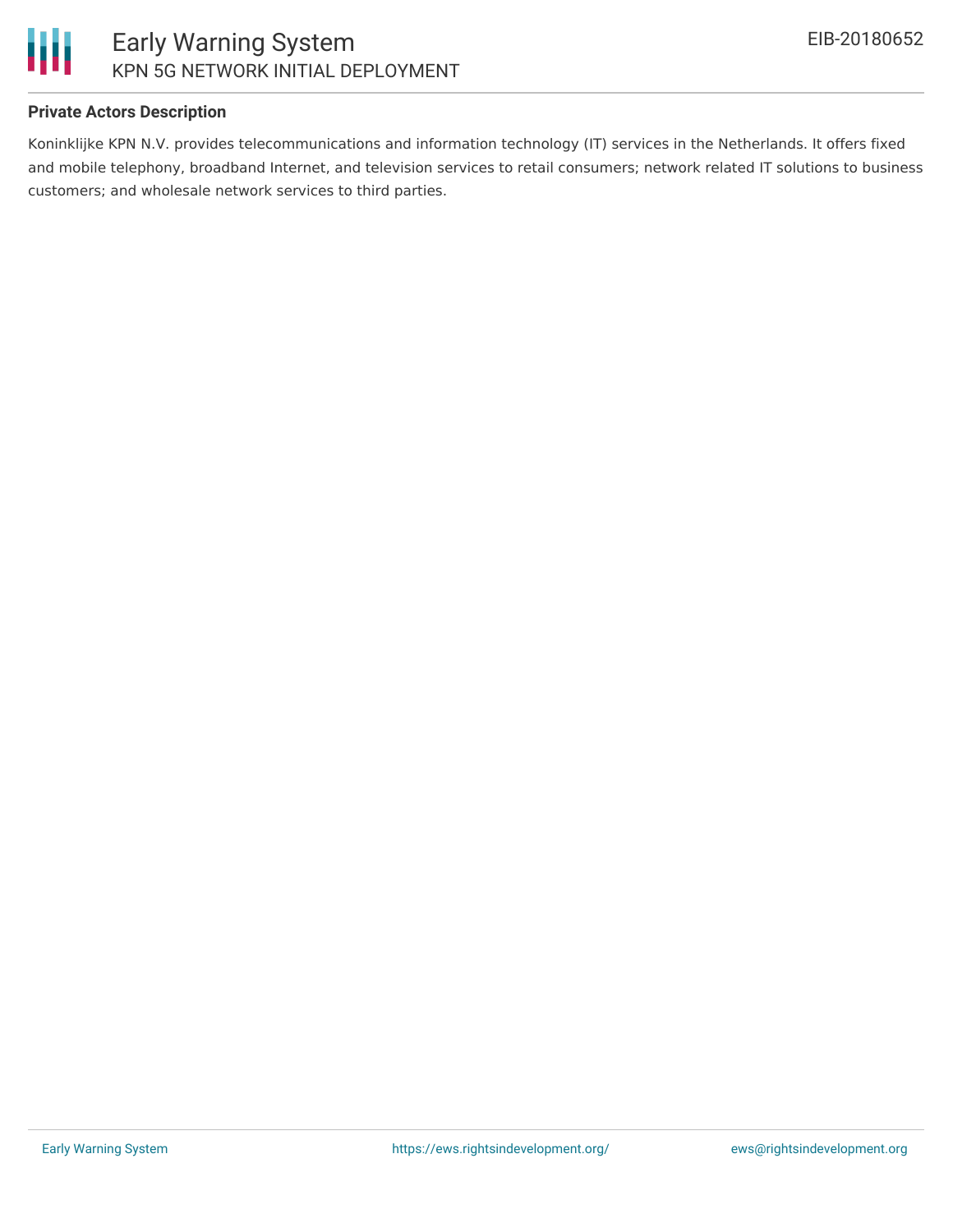### Private Actors Description

Koninklijke KPN N.V. provides telecommunications and information technology (IT) services in the Netherlands. It offers fixed and mobile telephony, broadband Internet, and television services to retail consumers; network related IT solutions to business customers; and wholesale network services to third parties.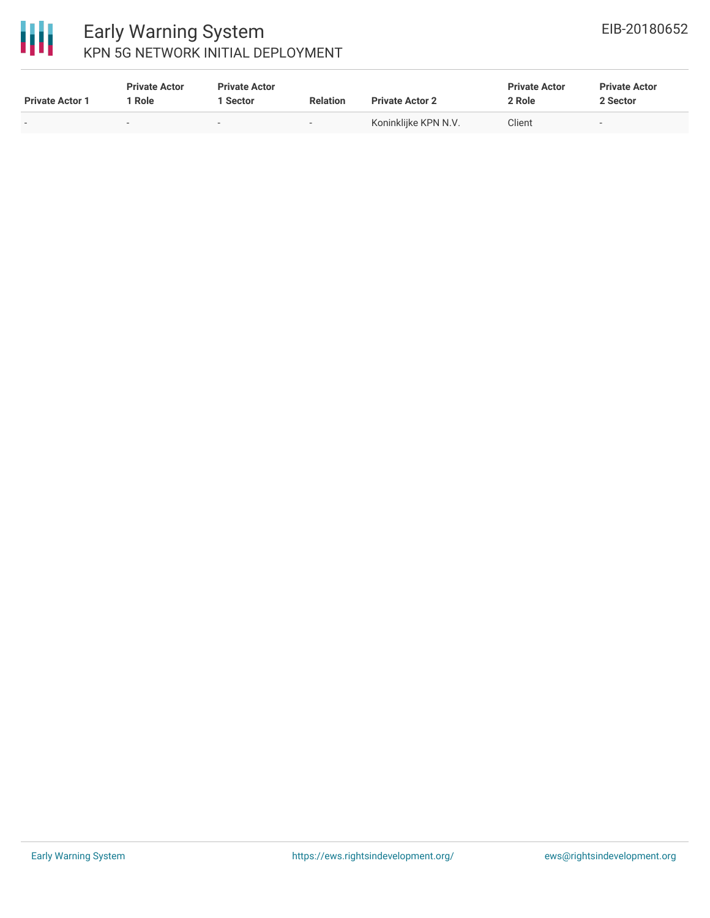| Private Actor 1 | Private Actor 1 Role | Private Actor 1 Sector | Relation | Private Actor 2 | Private Actor 2 Role | Private Actor 2 Sector |
|---|---|---|---|---|---|---|
| - | - | - | - | Koninklijke KPN N.V. | Client | - |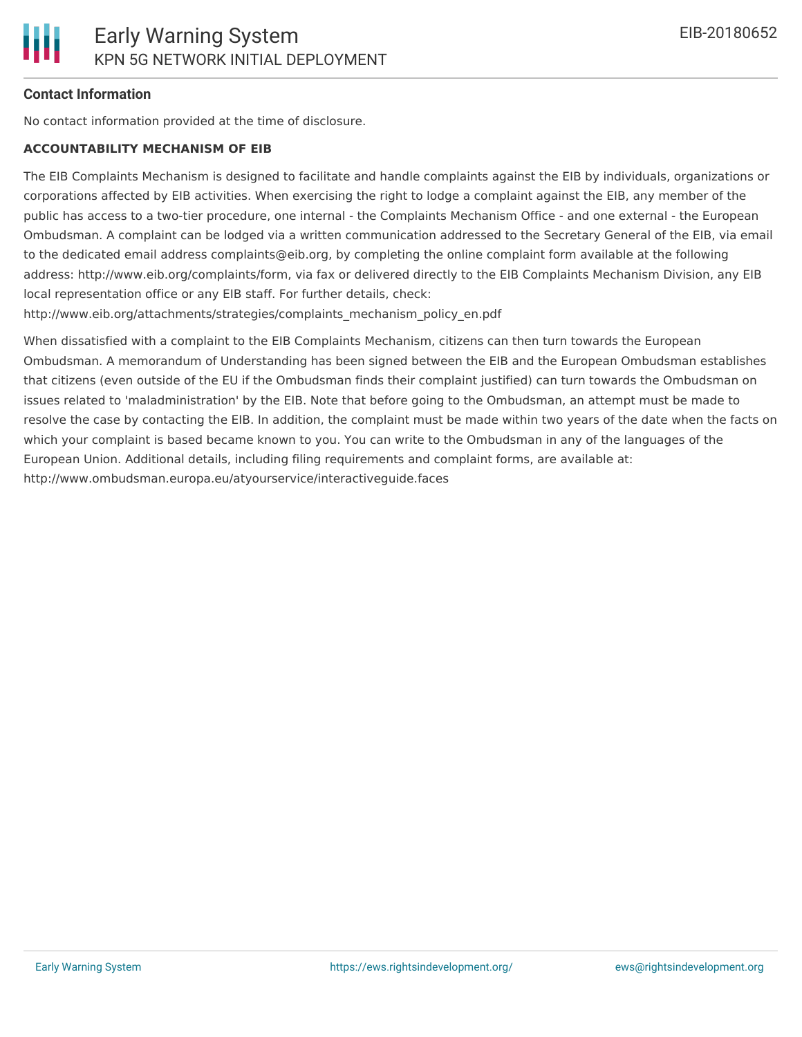## Contact Information

No contact information provided at the time of disclosure.

**ACCOUNTABILITY MECHANISM OF EIB**

The EIB Complaints Mechanism is designed to facilitate and handle complaints against the EIB by individuals, organizations or corporations affected by EIB activities. When exercising the right to lodge a complaint against the EIB, any member of the public has access to a two-tier procedure, one internal - the Complaints Mechanism Office - and one external - the European Ombudsman. A complaint can be lodged via a written communication addressed to the Secretary General of the EIB, via email to the dedicated email address complaints@eib.org, by completing the online complaint form available at the following address: http://www.eib.org/complaints/form, via fax or delivered directly to the EIB Complaints Mechanism Division, any EIB local representation office or any EIB staff. For further details, check: http://www.eib.org/attachments/strategies/complaints_mechanism_policy_en.pdf

When dissatisfied with a complaint to the EIB Complaints Mechanism, citizens can then turn towards the European Ombudsman. A memorandum of Understanding has been signed between the EIB and the European Ombudsman establishes that citizens (even outside of the EU if the Ombudsman finds their complaint justified) can turn towards the Ombudsman on issues related to 'maladministration' by the EIB. Note that before going to the Ombudsman, an attempt must be made to resolve the case by contacting the EIB. In addition, the complaint must be made within two years of the date when the facts on which your complaint is based became known to you. You can write to the Ombudsman in any of the languages of the European Union. Additional details, including filing requirements and complaint forms, are available at: http://www.ombudsman.europa.eu/atyourservice/interactiveguide.faces